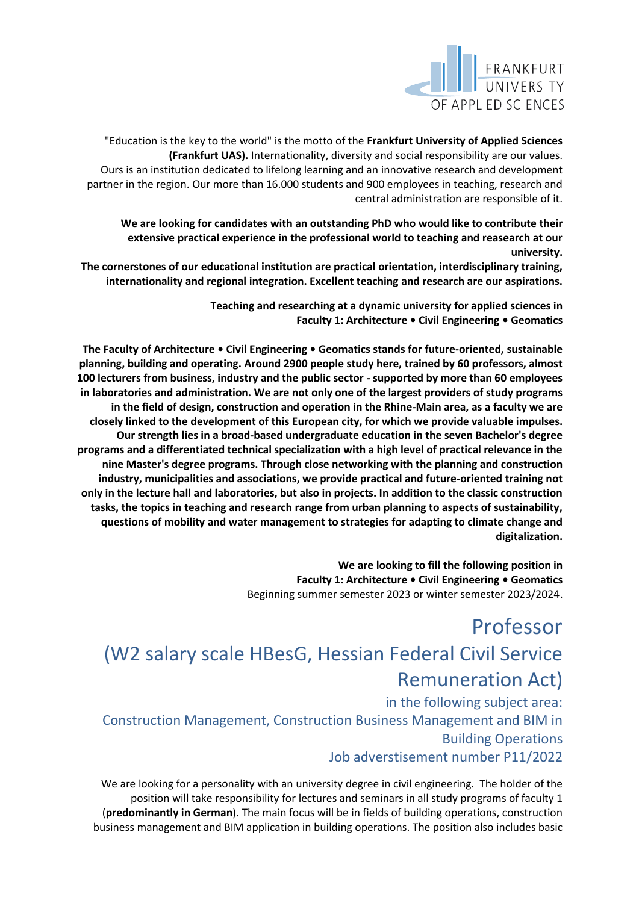FRANKFURT UNIVERSITY OF APPLIED SCIENCES

"Education is the key to the world" is the motto of the **Frankfurt University of Applied Sciences (Frankfurt UAS).** Internationality, diversity and social responsibility are our values. Ours is an institution dedicated to lifelong learning and an innovative research and development partner in the region. Our more than 16.000 students and 900 employees in teaching, research and central administration are responsible of it.

**We are looking for candidates with an outstanding PhD who would like to contribute their extensive practical experience in the professional world to teaching and reasearch at our university.**
**The cornerstones of our educational institution are practical orientation, interdisciplinary training, internationality and regional integration. Excellent teaching and research are our aspirations.**

**Teaching and researching at a dynamic university for applied sciences in**
**Faculty 1: Architecture • Civil Engineering • Geomatics**

**The Faculty of Architecture • Civil Engineering • Geomatics stands for future-oriented, sustainable planning, building and operating. Around 2900 people study here, trained by 60 professors, almost 100 lecturers from business, industry and the public sector - supported by more than 60 employees in laboratories and administration. We are not only one of the largest providers of study programs in the field of design, construction and operation in the Rhine-Main area, as a faculty we are closely linked to the development of this European city, for which we provide valuable impulses. Our strength lies in a broad-based undergraduate education in the seven Bachelor's degree programs and a differentiated technical specialization with a high level of practical relevance in the nine Master's degree programs. Through close networking with the planning and construction industry, municipalities and associations, we provide practical and future-oriented training not only in the lecture hall and laboratories, but also in projects. In addition to the classic construction tasks, the topics in teaching and research range from urban planning to aspects of sustainability, questions of mobility and water management to strategies for adapting to climate change and digitalization.**

**We are looking to fill the following position in**
**Faculty 1: Architecture • Civil Engineering • Geomatics**
Beginning summer semester 2023 or winter semester 2023/2024.

# Professor
# (W2 salary scale HBesG, Hessian Federal Civil Service Remuneration Act)

### in the following subject area:
### Construction Management, Construction Business Management and BIM in Building Operations
### Job adverstisement number P11/2022

We are looking for a personality with an university degree in civil engineering. The holder of the position will take responsibility for lectures and seminars in all study programs of faculty 1 (**predominantly in German**). The main focus will be in fields of building operations, construction business management and BIM application in building operations. The position also includes basic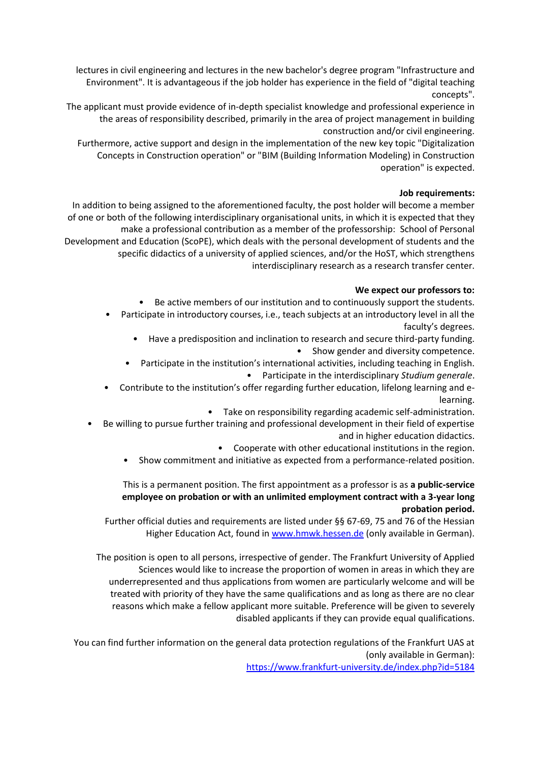lectures in civil engineering and lectures in the new bachelor's degree program "Infrastructure and Environment". It is advantageous if the job holder has experience in the field of "digital teaching concepts".

The applicant must provide evidence of in-depth specialist knowledge and professional experience in the areas of responsibility described, primarily in the area of project management in building construction and/or civil engineering.

Furthermore, active support and design in the implementation of the new key topic "Digitalization Concepts in Construction operation" or "BIM (Building Information Modeling) in Construction operation" is expected.

**Job requirements:**

In addition to being assigned to the aforementioned faculty, the post holder will become a member of one or both of the following interdisciplinary organisational units, in which it is expected that they make a professional contribution as a member of the professorship: School of Personal Development and Education (ScoPE), which deals with the personal development of students and the specific didactics of a university of applied sciences, and/or the HoST, which strengthens interdisciplinary research as a research transfer center.

**We expect our professors to:**

- Be active members of our institution and to continuously support the students.
- Participate in introductory courses, i.e., teach subjects at an introductory level in all the faculty's degrees.
- Have a predisposition and inclination to research and secure third-party funding.
- Show gender and diversity competence.
- Participate in the institution's international activities, including teaching in English.
- Participate in the interdisciplinary *Studium generale*.
- Contribute to the institution's offer regarding further education, lifelong learning and e-learning.
- Take on responsibility regarding academic self-administration.
- Be willing to pursue further training and professional development in their field of expertise and in higher education didactics.
- Cooperate with other educational institutions in the region.
- Show commitment and initiative as expected from a performance-related position.

This is a permanent position. The first appointment as a professor is as **a public-service employee on probation or with an unlimited employment contract with a 3-year long probation period.**

Further official duties and requirements are listed under §§ 67-69, 75 and 76 of the Hessian Higher Education Act, found in [www.hmwk.hessen.de](www.hmwk.hessen.de) (only available in German).

The position is open to all persons, irrespective of gender. The Frankfurt University of Applied Sciences would like to increase the proportion of women in areas in which they are underrepresented and thus applications from women are particularly welcome and will be treated with priority of they have the same qualifications and as long as there are no clear reasons which make a fellow applicant more suitable. Preference will be given to severely disabled applicants if they can provide equal qualifications.

You can find further information on the general data protection regulations of the Frankfurt UAS at (only available in German): [https://www.frankfurt-university.de/index.php?id=5184](https://www.frankfurt-university.de/index.php?id=5184)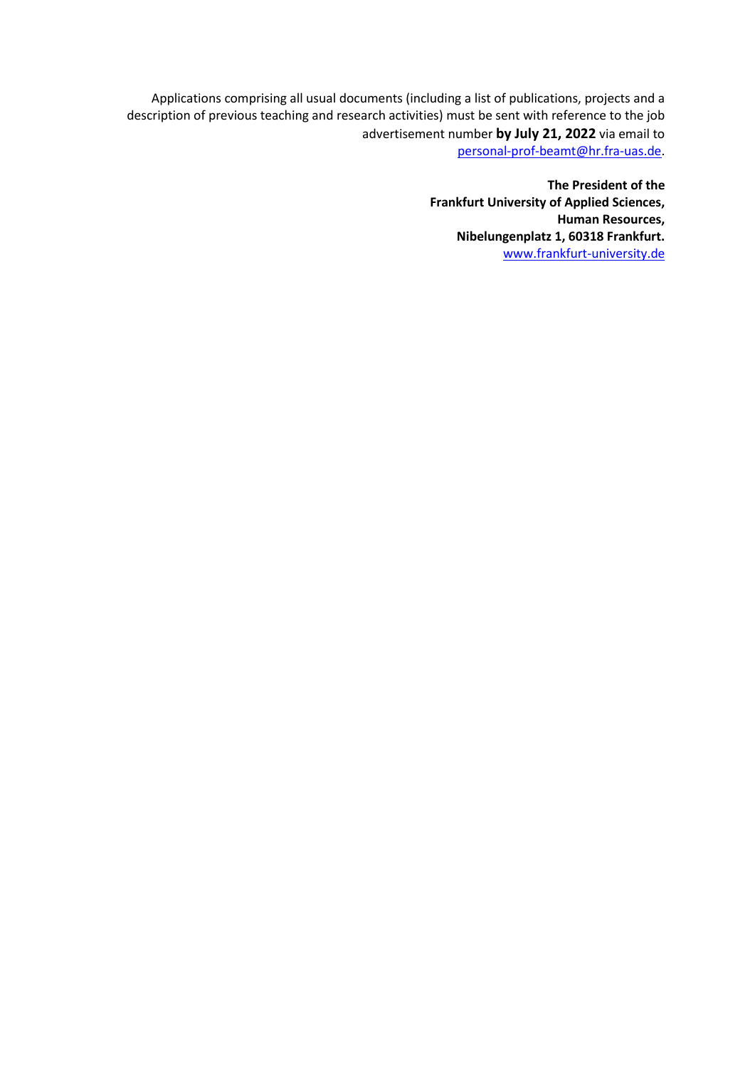Applications comprising all usual documents (including a list of publications, projects and a description of previous teaching and research activities) must be sent with reference to the job advertisement number **by July 21, 2022** via email to personal-prof-beamt@hr.fra-uas.de.

**The President of the**
**Frankfurt University of Applied Sciences,**
**Human Resources,**
**Nibelungenplatz 1, 60318 Frankfurt.**
www.frankfurt-university.de